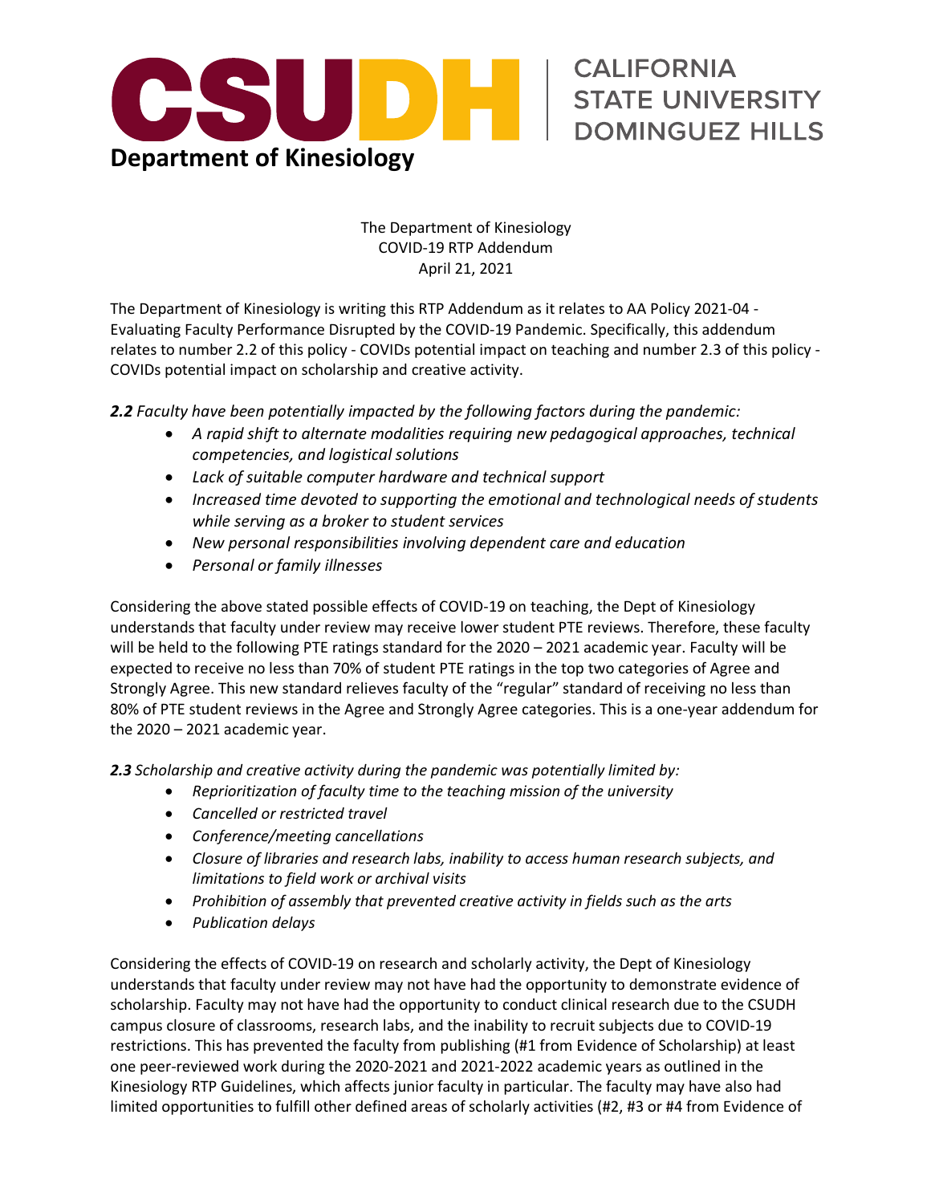# CSUDH | CALIFORNIA STATE UNIVERSITY DOMINGUEZ HILLS

## Department of Kinesiology

The Department of Kinesiology
COVID-19 RTP Addendum
April 21, 2021

The Department of Kinesiology is writing this RTP Addendum as it relates to AA Policy 2021-04 - Evaluating Faculty Performance Disrupted by the COVID-19 Pandemic. Specifically, this addendum relates to number 2.2 of this policy - COVIDs potential impact on teaching and number 2.3 of this policy - COVIDs potential impact on scholarship and creative activity.

***2.2*** *Faculty have been potentially impacted by the following factors during the pandemic:*

- *A rapid shift to alternate modalities requiring new pedagogical approaches, technical competencies, and logistical solutions*
- *Lack of suitable computer hardware and technical support*
- *Increased time devoted to supporting the emotional and technological needs of students while serving as a broker to student services*
- *New personal responsibilities involving dependent care and education*
- *Personal or family illnesses*

Considering the above stated possible effects of COVID-19 on teaching, the Dept of Kinesiology understands that faculty under review may receive lower student PTE reviews. Therefore, these faculty will be held to the following PTE ratings standard for the 2020 – 2021 academic year. Faculty will be expected to receive no less than 70% of student PTE ratings in the top two categories of Agree and Strongly Agree. This new standard relieves faculty of the "regular" standard of receiving no less than 80% of PTE student reviews in the Agree and Strongly Agree categories. This is a one-year addendum for the 2020 – 2021 academic year.

***2.3*** *Scholarship and creative activity during the pandemic was potentially limited by:*

- *Reprioritization of faculty time to the teaching mission of the university*
- *Cancelled or restricted travel*
- *Conference/meeting cancellations*
- *Closure of libraries and research labs, inability to access human research subjects, and limitations to field work or archival visits*
- *Prohibition of assembly that prevented creative activity in fields such as the arts*
- *Publication delays*

Considering the effects of COVID-19 on research and scholarly activity, the Dept of Kinesiology understands that faculty under review may not have had the opportunity to demonstrate evidence of scholarship. Faculty may not have had the opportunity to conduct clinical research due to the CSUDH campus closure of classrooms, research labs, and the inability to recruit subjects due to COVID-19 restrictions. This has prevented the faculty from publishing (#1 from Evidence of Scholarship) at least one peer-reviewed work during the 2020-2021 and 2021-2022 academic years as outlined in the Kinesiology RTP Guidelines, which affects junior faculty in particular. The faculty may have also had limited opportunities to fulfill other defined areas of scholarly activities (#2, #3 or #4 from Evidence of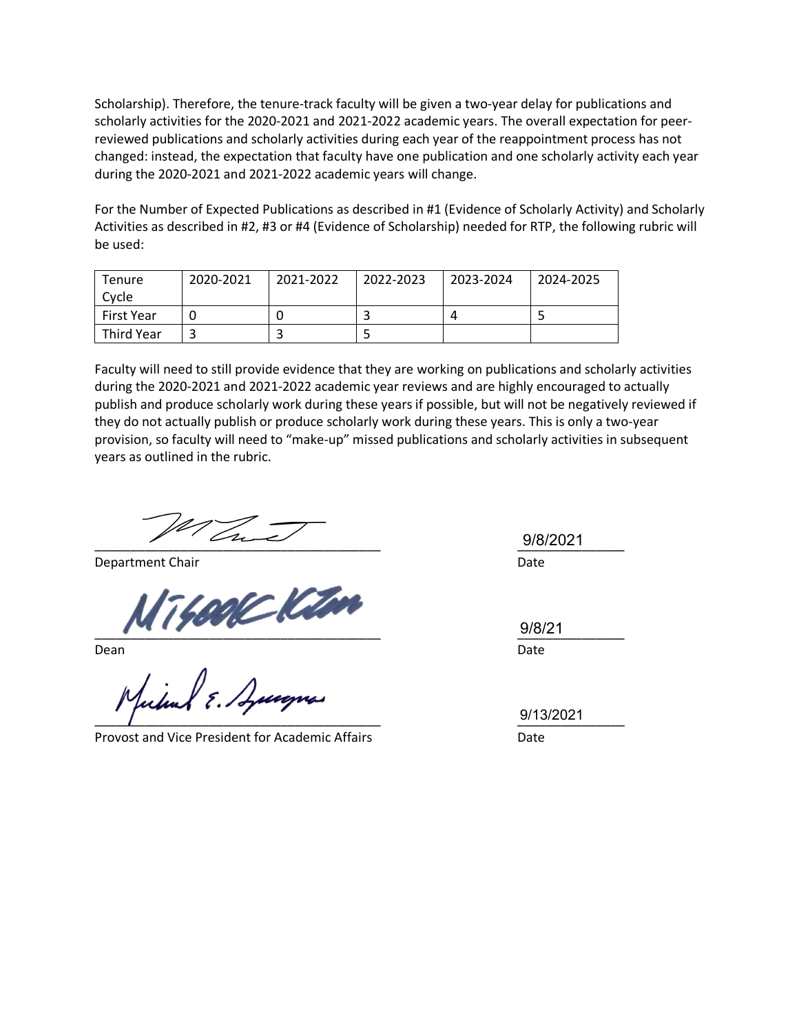Scholarship). Therefore, the tenure-track faculty will be given a two-year delay for publications and scholarly activities for the 2020-2021 and 2021-2022 academic years. The overall expectation for peer-reviewed publications and scholarly activities during each year of the reappointment process has not changed: instead, the expectation that faculty have one publication and one scholarly activity each year during the 2020-2021 and 2021-2022 academic years will change.

For the Number of Expected Publications as described in #1 (Evidence of Scholarly Activity) and Scholarly Activities as described in #2, #3 or #4 (Evidence of Scholarship) needed for RTP, the following rubric will be used:

| Tenure Cycle | 2020-2021 | 2021-2022 | 2022-2023 | 2023-2024 | 2024-2025 |
|---|---|---|---|---|---|
| First Year | 0 | 0 | 3 | 4 | 5 |
| Third Year | 3 | 3 | 5 | | |

Faculty will need to still provide evidence that they are working on publications and scholarly activities during the 2020-2021 and 2021-2022 academic year reviews and are highly encouraged to actually publish and produce scholarly work during these years if possible, but will not be negatively reviewed if they do not actually publish or produce scholarly work during these years. This is only a two-year provision, so faculty will need to "make-up" missed publications and scholarly activities in subsequent years as outlined in the rubric.

_______________________________________ 9/8/2021
Department Chair Date

_______________________________________ 9/8/21
Dean Date

_______________________________________ 9/13/2021
Provost and Vice President for Academic Affairs Date